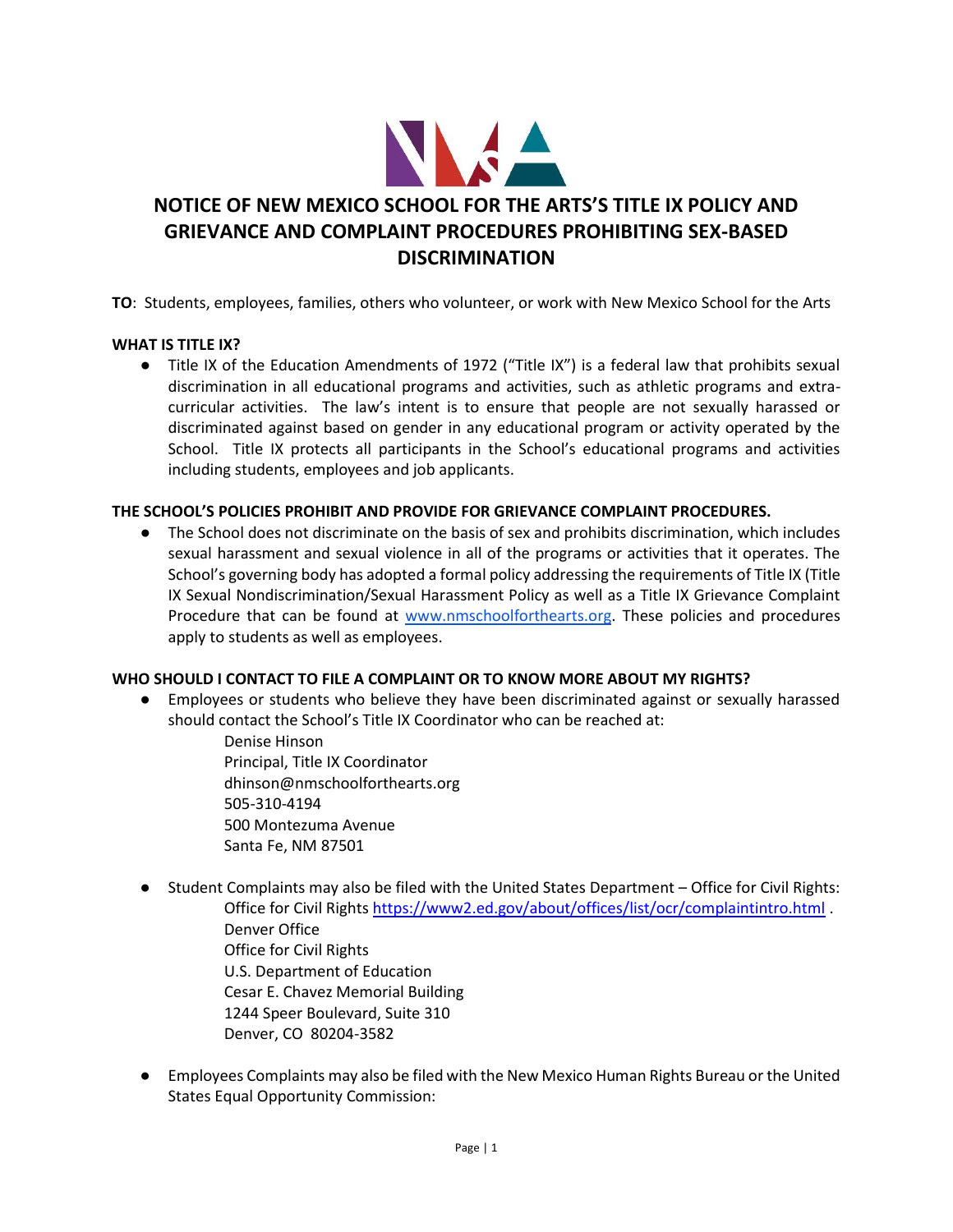# NOTICE OF NEW MEXICO SCHOOL FOR THE ARTS'S TITLE IX POLICY AND GRIEVANCE AND COMPLAINT PROCEDURES PROHIBITING SEX-BASED DISCRIMINATION

**TO**: Students, employees, families, others who volunteer, or work with New Mexico School for the Arts

**WHAT IS TITLE IX?**

- Title IX of the Education Amendments of 1972 ("Title IX") is a federal law that prohibits sexual discrimination in all educational programs and activities, such as athletic programs and extra-curricular activities. The law's intent is to ensure that people are not sexually harassed or discriminated against based on gender in any educational program or activity operated by the School. Title IX protects all participants in the School's educational programs and activities including students, employees and job applicants.

**THE SCHOOL'S POLICIES PROHIBIT AND PROVIDE FOR GRIEVANCE COMPLAINT PROCEDURES.**

- The School does not discriminate on the basis of sex and prohibits discrimination, which includes sexual harassment and sexual violence in all of the programs or activities that it operates. The School's governing body has adopted a formal policy addressing the requirements of Title IX (Title IX Sexual Nondiscrimination/Sexual Harassment Policy as well as a Title IX Grievance Complaint Procedure that can be found at [www.nmschoolforthearts.org](www.nmschoolforthearts.org). These policies and procedures apply to students as well as employees.

**WHO SHOULD I CONTACT TO FILE A COMPLAINT OR TO KNOW MORE ABOUT MY RIGHTS?**

- Employees or students who believe they have been discriminated against or sexually harassed should contact the School's Title IX Coordinator who can be reached at:

  Denise Hinson
  Principal, Title IX Coordinator
  dhinson@nmschoolforthearts.org
  505-310-4194
  500 Montezuma Avenue
  Santa Fe, NM 87501

- Student Complaints may also be filed with the United States Department – Office for Civil Rights:

  Office for Civil Rights [https://www2.ed.gov/about/offices/list/ocr/complaintintro.html](https://www2.ed.gov/about/offices/list/ocr/complaintintro.html) .
  Denver Office
  Office for Civil Rights
  U.S. Department of Education
  Cesar E. Chavez Memorial Building
  1244 Speer Boulevard, Suite 310
  Denver, CO 80204-3582

- Employees Complaints may also be filed with the New Mexico Human Rights Bureau or the United States Equal Opportunity Commission: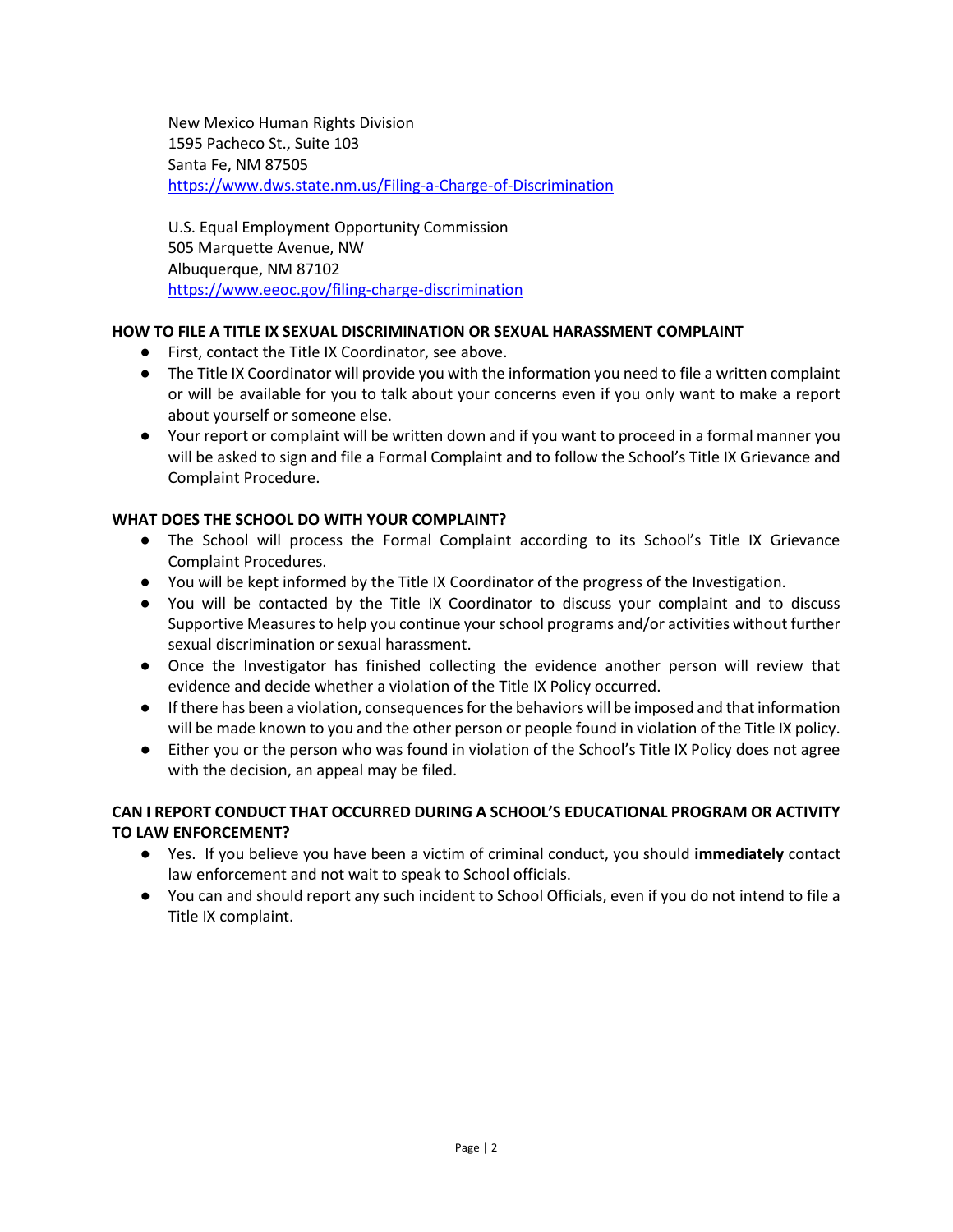New Mexico Human Rights Division
1595 Pacheco St., Suite 103
Santa Fe, NM 87505
[https://www.dws.state.nm.us/Filing-a-Charge-of-Discrimination](https://www.dws.state.nm.us/Filing-a-Charge-of-Discrimination)

U.S. Equal Employment Opportunity Commission
505 Marquette Avenue, NW
Albuquerque, NM 87102
[https://www.eeoc.gov/filing-charge-discrimination](https://www.eeoc.gov/filing-charge-discrimination)

**HOW TO FILE A TITLE IX SEXUAL DISCRIMINATION OR SEXUAL HARASSMENT COMPLAINT**

- First, contact the Title IX Coordinator, see above.
- The Title IX Coordinator will provide you with the information you need to file a written complaint or will be available for you to talk about your concerns even if you only want to make a report about yourself or someone else.
- Your report or complaint will be written down and if you want to proceed in a formal manner you will be asked to sign and file a Formal Complaint and to follow the School's Title IX Grievance and Complaint Procedure.

**WHAT DOES THE SCHOOL DO WITH YOUR COMPLAINT?**

- The School will process the Formal Complaint according to its School's Title IX Grievance Complaint Procedures.
- You will be kept informed by the Title IX Coordinator of the progress of the Investigation.
- You will be contacted by the Title IX Coordinator to discuss your complaint and to discuss Supportive Measures to help you continue your school programs and/or activities without further sexual discrimination or sexual harassment.
- Once the Investigator has finished collecting the evidence another person will review that evidence and decide whether a violation of the Title IX Policy occurred.
- If there has been a violation, consequences for the behaviors will be imposed and that information will be made known to you and the other person or people found in violation of the Title IX policy.
- Either you or the person who was found in violation of the School's Title IX Policy does not agree with the decision, an appeal may be filed.

**CAN I REPORT CONDUCT THAT OCCURRED DURING A SCHOOL'S EDUCATIONAL PROGRAM OR ACTIVITY TO LAW ENFORCEMENT?**

- Yes. If you believe you have been a victim of criminal conduct, you should **immediately** contact law enforcement and not wait to speak to School officials.
- You can and should report any such incident to School Officials, even if you do not intend to file a Title IX complaint.